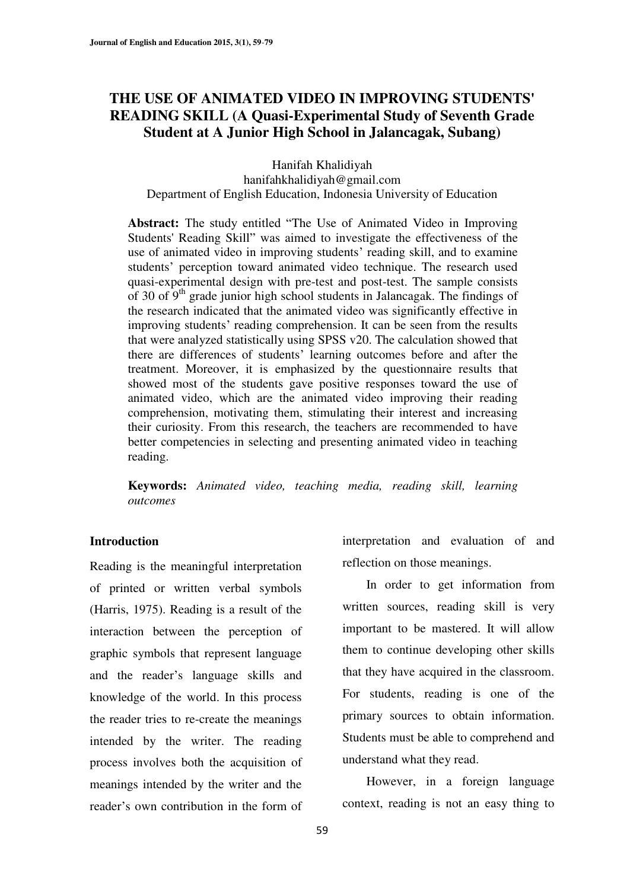# THE USE OF ANIMATED VIDEO IN IMPROVING STUDENTS' READING SKILL (A Quasi-Experimental Study of Seventh Grade Student at A Junior High School in Jalancagak, Subang)

Hanifah Khalidiyah
hanifahkhalidiyah@gmail.com
Department of English Education, Indonesia University of Education

**Abstract:** The study entitled "The Use of Animated Video in Improving Students' Reading Skill" was aimed to investigate the effectiveness of the use of animated video in improving students' reading skill, and to examine students' perception toward animated video technique. The research used quasi-experimental design with pre-test and post-test. The sample consists of 30 of 9th grade junior high school students in Jalancagak. The findings of the research indicated that the animated video was significantly effective in improving students' reading comprehension. It can be seen from the results that were analyzed statistically using SPSS v20. The calculation showed that there are differences of students' learning outcomes before and after the treatment. Moreover, it is emphasized by the questionnaire results that showed most of the students gave positive responses toward the use of animated video, which are the animated video improving their reading comprehension, motivating them, stimulating their interest and increasing their curiosity. From this research, the teachers are recommended to have better competencies in selecting and presenting animated video in teaching reading.

**Keywords:** *Animated video, teaching media, reading skill, learning outcomes*

## Introduction

Reading is the meaningful interpretation of printed or written verbal symbols (Harris, 1975). Reading is a result of the interaction between the perception of graphic symbols that represent language and the reader's language skills and knowledge of the world. In this process the reader tries to re-create the meanings intended by the writer. The reading process involves both the acquisition of meanings intended by the writer and the reader's own contribution in the form of interpretation and evaluation of and reflection on those meanings.

In order to get information from written sources, reading skill is very important to be mastered. It will allow them to continue developing other skills that they have acquired in the classroom. For students, reading is one of the primary sources to obtain information. Students must be able to comprehend and understand what they read.

However, in a foreign language context, reading is not an easy thing to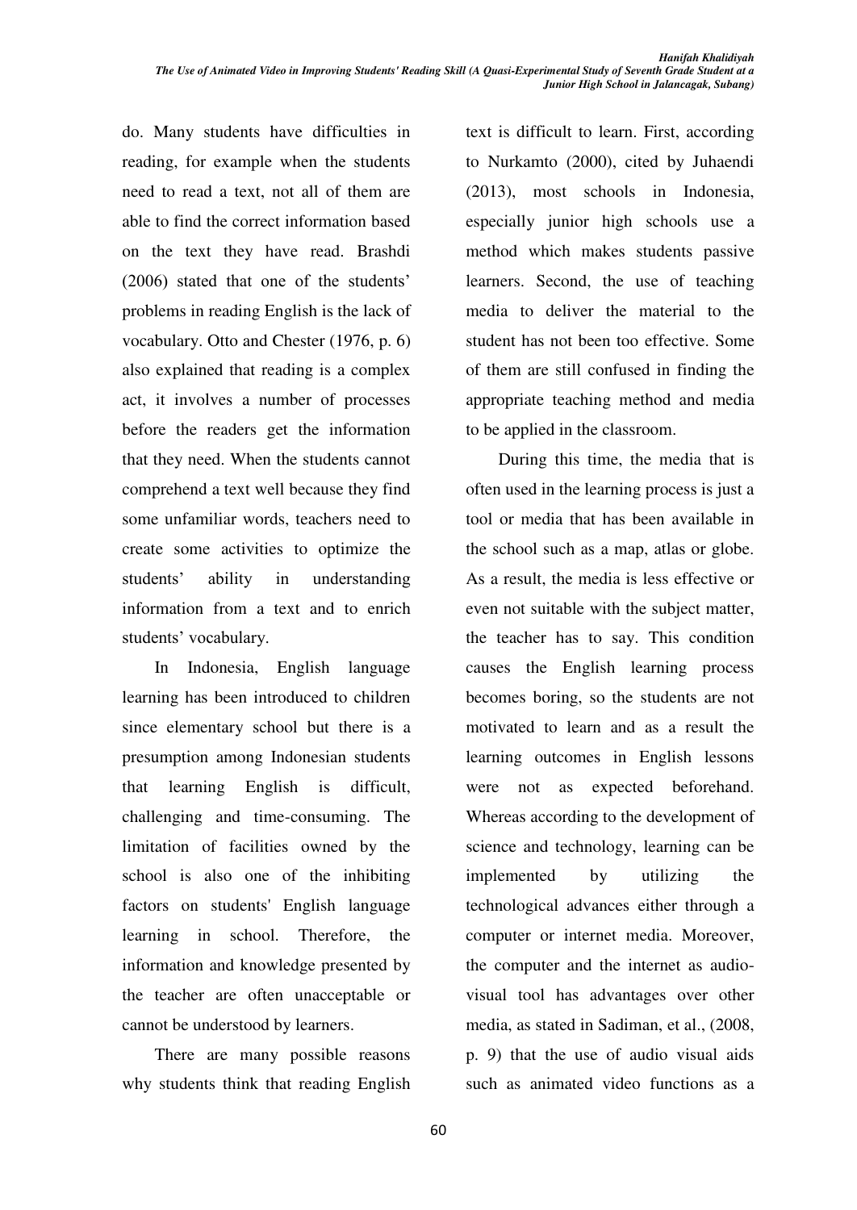do. Many students have difficulties in reading, for example when the students need to read a text, not all of them are able to find the correct information based on the text they have read. Brashdi (2006) stated that one of the students' problems in reading English is the lack of vocabulary. Otto and Chester (1976, p. 6) also explained that reading is a complex act, it involves a number of processes before the readers get the information that they need. When the students cannot comprehend a text well because they find some unfamiliar words, teachers need to create some activities to optimize the students' ability in understanding information from a text and to enrich students' vocabulary.

In Indonesia, English language learning has been introduced to children since elementary school but there is a presumption among Indonesian students that learning English is difficult, challenging and time-consuming. The limitation of facilities owned by the school is also one of the inhibiting factors on students' English language learning in school. Therefore, the information and knowledge presented by the teacher are often unacceptable or cannot be understood by learners.

There are many possible reasons why students think that reading English text is difficult to learn. First, according to Nurkamto (2000), cited by Juhaendi (2013), most schools in Indonesia, especially junior high schools use a method which makes students passive learners. Second, the use of teaching media to deliver the material to the student has not been too effective. Some of them are still confused in finding the appropriate teaching method and media to be applied in the classroom.

During this time, the media that is often used in the learning process is just a tool or media that has been available in the school such as a map, atlas or globe. As a result, the media is less effective or even not suitable with the subject matter, the teacher has to say. This condition causes the English learning process becomes boring, so the students are not motivated to learn and as a result the learning outcomes in English lessons were not as expected beforehand. Whereas according to the development of science and technology, learning can be implemented by utilizing the technological advances either through a computer or internet media. Moreover, the computer and the internet as audio-visual tool has advantages over other media, as stated in Sadiman, et al., (2008, p. 9) that the use of audio visual aids such as animated video functions as a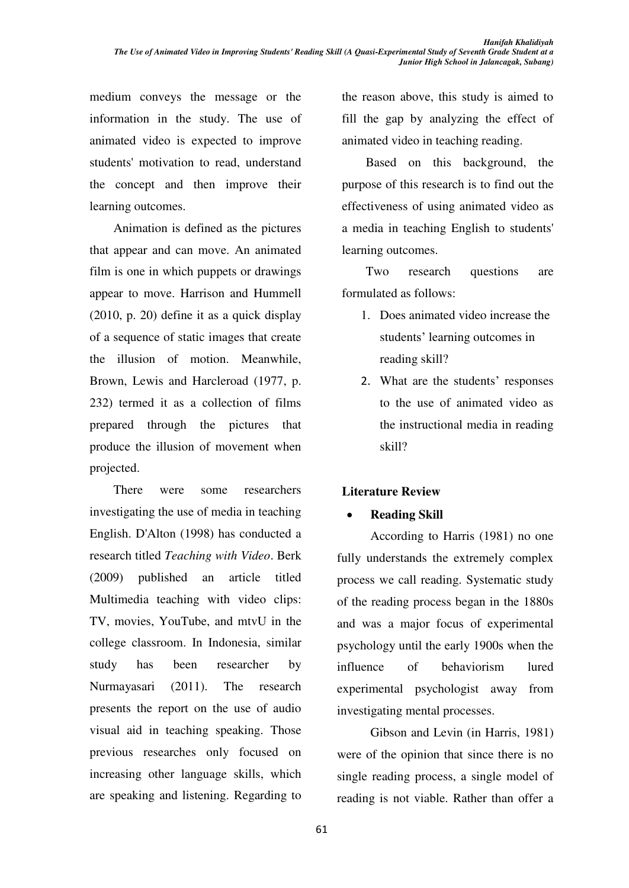medium conveys the message or the information in the study. The use of animated video is expected to improve students' motivation to read, understand the concept and then improve their learning outcomes.

Animation is defined as the pictures that appear and can move. An animated film is one in which puppets or drawings appear to move. Harrison and Hummell (2010, p. 20) define it as a quick display of a sequence of static images that create the illusion of motion. Meanwhile, Brown, Lewis and Harcleroad (1977, p. 232) termed it as a collection of films prepared through the pictures that produce the illusion of movement when projected.

There were some researchers investigating the use of media in teaching English. D'Alton (1998) has conducted a research titled *Teaching with Video*. Berk (2009) published an article titled Multimedia teaching with video clips: TV, movies, YouTube, and mtvU in the college classroom. In Indonesia, similar study has been researcher by Nurmayasari (2011). The research presents the report on the use of audio visual aid in teaching speaking. Those previous researches only focused on increasing other language skills, which are speaking and listening. Regarding to the reason above, this study is aimed to fill the gap by analyzing the effect of animated video in teaching reading.

Based on this background, the purpose of this research is to find out the effectiveness of using animated video as a media in teaching English to students' learning outcomes.

Two research questions are formulated as follows:

1. Does animated video increase the students' learning outcomes in reading skill?
2. What are the students' responses to the use of animated video as the instructional media in reading skill?

## Literature Review

- **Reading Skill**

According to Harris (1981) no one fully understands the extremely complex process we call reading. Systematic study of the reading process began in the 1880s and was a major focus of experimental psychology until the early 1900s when the influence of behaviorism lured experimental psychologist away from investigating mental processes.

Gibson and Levin (in Harris, 1981) were of the opinion that since there is no single reading process, a single model of reading is not viable. Rather than offer a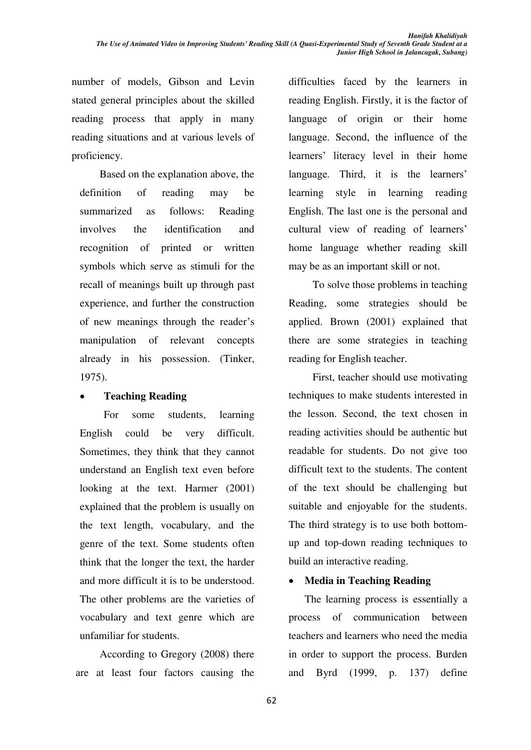number of models, Gibson and Levin stated general principles about the skilled reading process that apply in many reading situations and at various levels of proficiency.

Based on the explanation above, the definition of reading may be summarized as follows: Reading involves the identification and recognition of printed or written symbols which serve as stimuli for the recall of meanings built up through past experience, and further the construction of new meanings through the reader's manipulation of relevant concepts already in his possession. (Tinker, 1975).

- **Teaching Reading**

For some students, learning English could be very difficult. Sometimes, they think that they cannot understand an English text even before looking at the text. Harmer (2001) explained that the problem is usually on the text length, vocabulary, and the genre of the text. Some students often think that the longer the text, the harder and more difficult it is to be understood. The other problems are the varieties of vocabulary and text genre which are unfamiliar for students.

According to Gregory (2008) there are at least four factors causing the difficulties faced by the learners in reading English. Firstly, it is the factor of language of origin or their home language. Second, the influence of the learners' literacy level in their home language. Third, it is the learners' learning style in learning reading English. The last one is the personal and cultural view of reading of learners' home language whether reading skill may be as an important skill or not.

To solve those problems in teaching Reading, some strategies should be applied. Brown (2001) explained that there are some strategies in teaching reading for English teacher.

First, teacher should use motivating techniques to make students interested in the lesson. Second, the text chosen in reading activities should be authentic but readable for students. Do not give too difficult text to the students. The content of the text should be challenging but suitable and enjoyable for the students. The third strategy is to use both bottom-up and top-down reading techniques to build an interactive reading.

- **Media in Teaching Reading**

The learning process is essentially a process of communication between teachers and learners who need the media in order to support the process. Burden and Byrd (1999, p. 137) define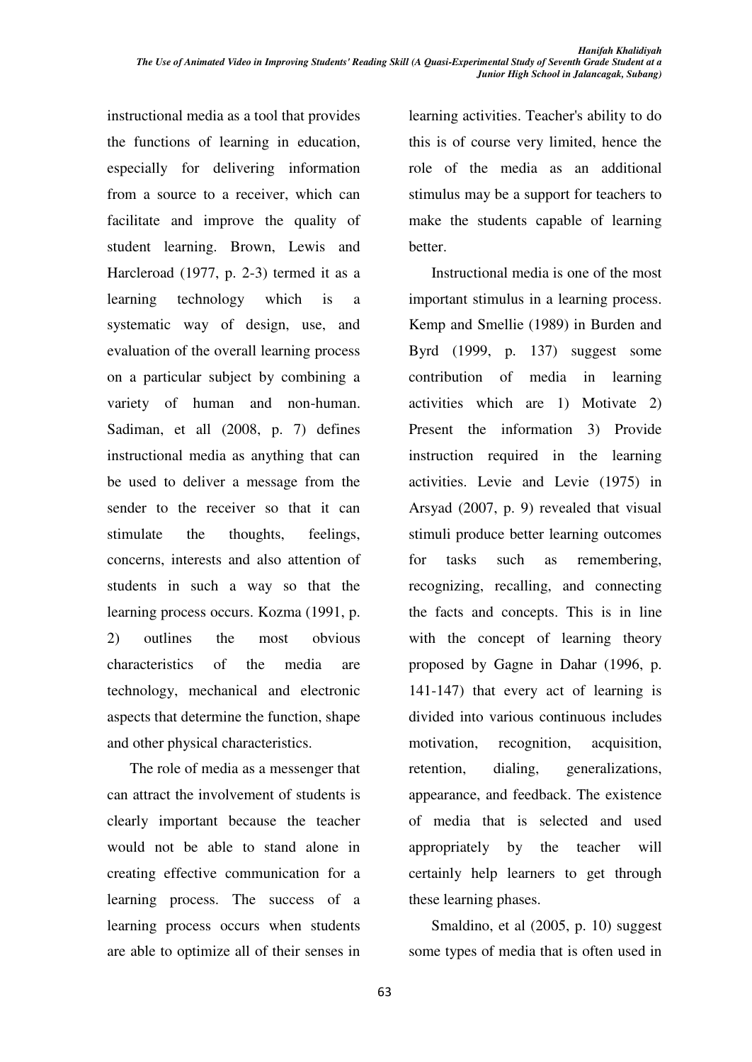instructional media as a tool that provides the functions of learning in education, especially for delivering information from a source to a receiver, which can facilitate and improve the quality of student learning. Brown, Lewis and Harcleroad (1977, p. 2-3) termed it as a learning technology which is a systematic way of design, use, and evaluation of the overall learning process on a particular subject by combining a variety of human and non-human. Sadiman, et all (2008, p. 7) defines instructional media as anything that can be used to deliver a message from the sender to the receiver so that it can stimulate the thoughts, feelings, concerns, interests and also attention of students in such a way so that the learning process occurs. Kozma (1991, p. 2) outlines the most obvious characteristics of the media are technology, mechanical and electronic aspects that determine the function, shape and other physical characteristics.

The role of media as a messenger that can attract the involvement of students is clearly important because the teacher would not be able to stand alone in creating effective communication for a learning process. The success of a learning process occurs when students are able to optimize all of their senses in learning activities. Teacher's ability to do this is of course very limited, hence the role of the media as an additional stimulus may be a support for teachers to make the students capable of learning better.

Instructional media is one of the most important stimulus in a learning process. Kemp and Smellie (1989) in Burden and Byrd (1999, p. 137) suggest some contribution of media in learning activities which are 1) Motivate 2) Present the information 3) Provide instruction required in the learning activities. Levie and Levie (1975) in Arsyad (2007, p. 9) revealed that visual stimuli produce better learning outcomes for tasks such as remembering, recognizing, recalling, and connecting the facts and concepts. This is in line with the concept of learning theory proposed by Gagne in Dahar (1996, p. 141-147) that every act of learning is divided into various continuous includes motivation, recognition, acquisition, retention, dialing, generalizations, appearance, and feedback. The existence of media that is selected and used appropriately by the teacher will certainly help learners to get through these learning phases.

Smaldino, et al (2005, p. 10) suggest some types of media that is often used in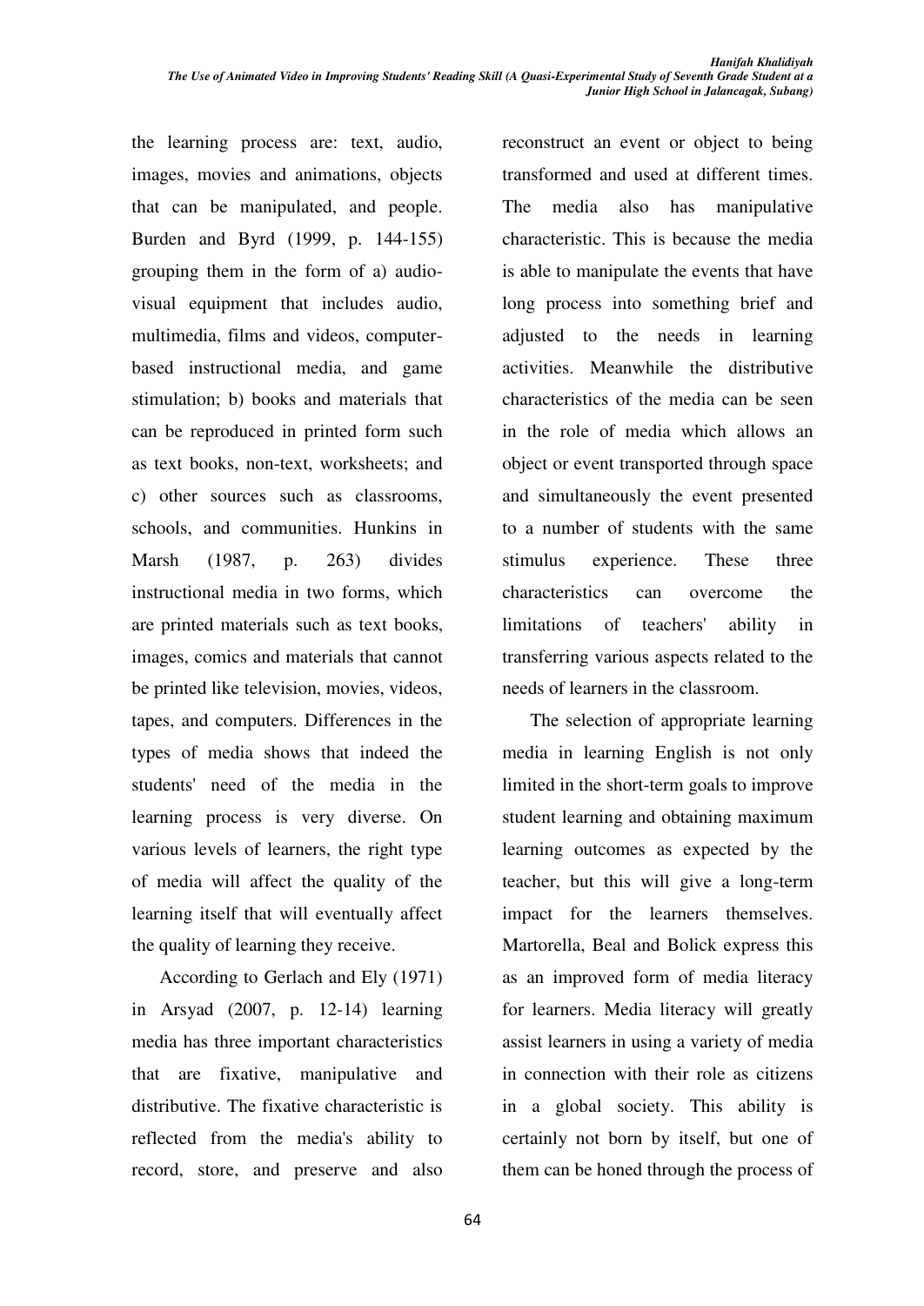the learning process are: text, audio, images, movies and animations, objects that can be manipulated, and people. Burden and Byrd (1999, p. 144-155) grouping them in the form of a) audio-visual equipment that includes audio, multimedia, films and videos, computer-based instructional media, and game stimulation; b) books and materials that can be reproduced in printed form such as text books, non-text, worksheets; and c) other sources such as classrooms, schools, and communities. Hunkins in Marsh (1987, p. 263) divides instructional media in two forms, which are printed materials such as text books, images, comics and materials that cannot be printed like television, movies, videos, tapes, and computers. Differences in the types of media shows that indeed the students' need of the media in the learning process is very diverse. On various levels of learners, the right type of media will affect the quality of the learning itself that will eventually affect the quality of learning they receive.

According to Gerlach and Ely (1971) in Arsyad (2007, p. 12-14) learning media has three important characteristics that are fixative, manipulative and distributive. The fixative characteristic is reflected from the media's ability to record, store, and preserve and also reconstruct an event or object to being transformed and used at different times. The media also has manipulative characteristic. This is because the media is able to manipulate the events that have long process into something brief and adjusted to the needs in learning activities. Meanwhile the distributive characteristics of the media can be seen in the role of media which allows an object or event transported through space and simultaneously the event presented to a number of students with the same stimulus experience. These three characteristics can overcome the limitations of teachers' ability in transferring various aspects related to the needs of learners in the classroom.

The selection of appropriate learning media in learning English is not only limited in the short-term goals to improve student learning and obtaining maximum learning outcomes as expected by the teacher, but this will give a long-term impact for the learners themselves. Martorella, Beal and Bolick express this as an improved form of media literacy for learners. Media literacy will greatly assist learners in using a variety of media in connection with their role as citizens in a global society. This ability is certainly not born by itself, but one of them can be honed through the process of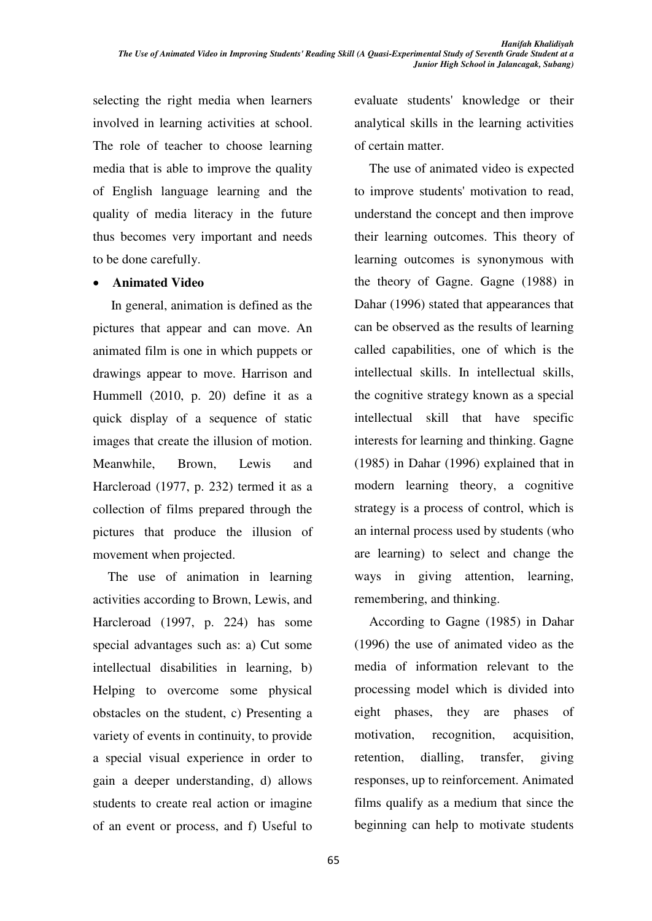selecting the right media when learners involved in learning activities at school. The role of teacher to choose learning media that is able to improve the quality of English language learning and the quality of media literacy in the future thus becomes very important and needs to be done carefully.

- **Animated Video**

In general, animation is defined as the pictures that appear and can move. An animated film is one in which puppets or drawings appear to move. Harrison and Hummell (2010, p. 20) define it as a quick display of a sequence of static images that create the illusion of motion. Meanwhile, Brown, Lewis and Harcleroad (1977, p. 232) termed it as a collection of films prepared through the pictures that produce the illusion of movement when projected.

The use of animation in learning activities according to Brown, Lewis, and Harcleroad (1997, p. 224) has some special advantages such as: a) Cut some intellectual disabilities in learning, b) Helping to overcome some physical obstacles on the student, c) Presenting a variety of events in continuity, to provide a special visual experience in order to gain a deeper understanding, d) allows students to create real action or imagine of an event or process, and f) Useful to evaluate students' knowledge or their analytical skills in the learning activities of certain matter.

The use of animated video is expected to improve students' motivation to read, understand the concept and then improve their learning outcomes. This theory of learning outcomes is synonymous with the theory of Gagne. Gagne (1988) in Dahar (1996) stated that appearances that can be observed as the results of learning called capabilities, one of which is the intellectual skills. In intellectual skills, the cognitive strategy known as a special intellectual skill that have specific interests for learning and thinking. Gagne (1985) in Dahar (1996) explained that in modern learning theory, a cognitive strategy is a process of control, which is an internal process used by students (who are learning) to select and change the ways in giving attention, learning, remembering, and thinking.

According to Gagne (1985) in Dahar (1996) the use of animated video as the media of information relevant to the processing model which is divided into eight phases, they are phases of motivation, recognition, acquisition, retention, dialling, transfer, giving responses, up to reinforcement. Animated films qualify as a medium that since the beginning can help to motivate students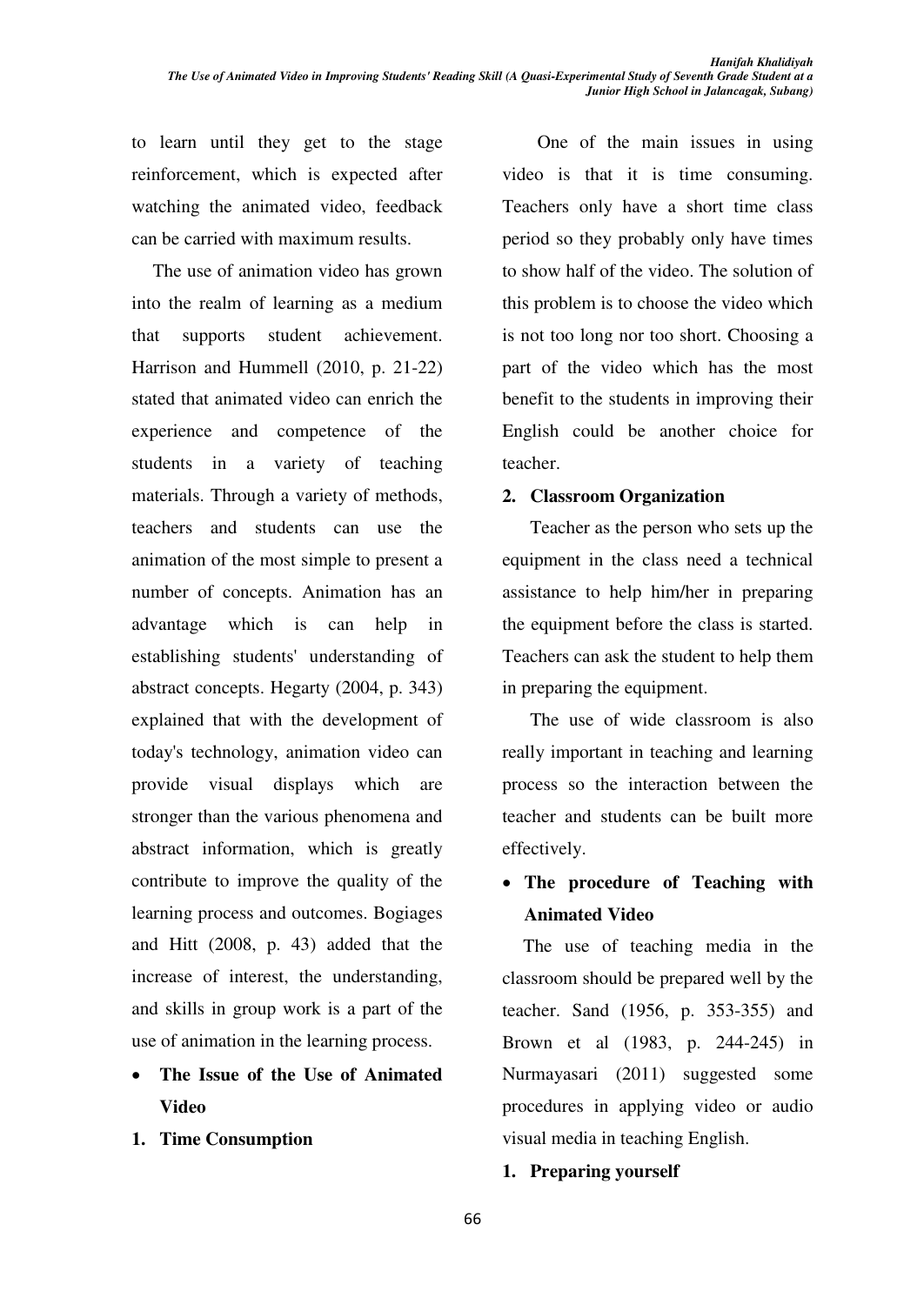to learn until they get to the stage reinforcement, which is expected after watching the animated video, feedback can be carried with maximum results.

The use of animation video has grown into the realm of learning as a medium that supports student achievement. Harrison and Hummell (2010, p. 21-22) stated that animated video can enrich the experience and competence of the students in a variety of teaching materials. Through a variety of methods, teachers and students can use the animation of the most simple to present a number of concepts. Animation has an advantage which is can help in establishing students' understanding of abstract concepts. Hegarty (2004, p. 343) explained that with the development of today's technology, animation video can provide visual displays which are stronger than the various phenomena and abstract information, which is greatly contribute to improve the quality of the learning process and outcomes. Bogiages and Hitt (2008, p. 43) added that the increase of interest, the understanding, and skills in group work is a part of the use of animation in the learning process.

- **The Issue of the Use of Animated Video**

**1. Time Consumption**

One of the main issues in using video is that it is time consuming. Teachers only have a short time class period so they probably only have times to show half of the video. The solution of this problem is to choose the video which is not too long nor too short. Choosing a part of the video which has the most benefit to the students in improving their English could be another choice for teacher.

**2. Classroom Organization**

Teacher as the person who sets up the equipment in the class need a technical assistance to help him/her in preparing the equipment before the class is started. Teachers can ask the student to help them in preparing the equipment.

The use of wide classroom is also really important in teaching and learning process so the interaction between the teacher and students can be built more effectively.

- **The procedure of Teaching with Animated Video**

The use of teaching media in the classroom should be prepared well by the teacher. Sand (1956, p. 353-355) and Brown et al (1983, p. 244-245) in Nurmayasari (2011) suggested some procedures in applying video or audio visual media in teaching English.

**1. Preparing yourself**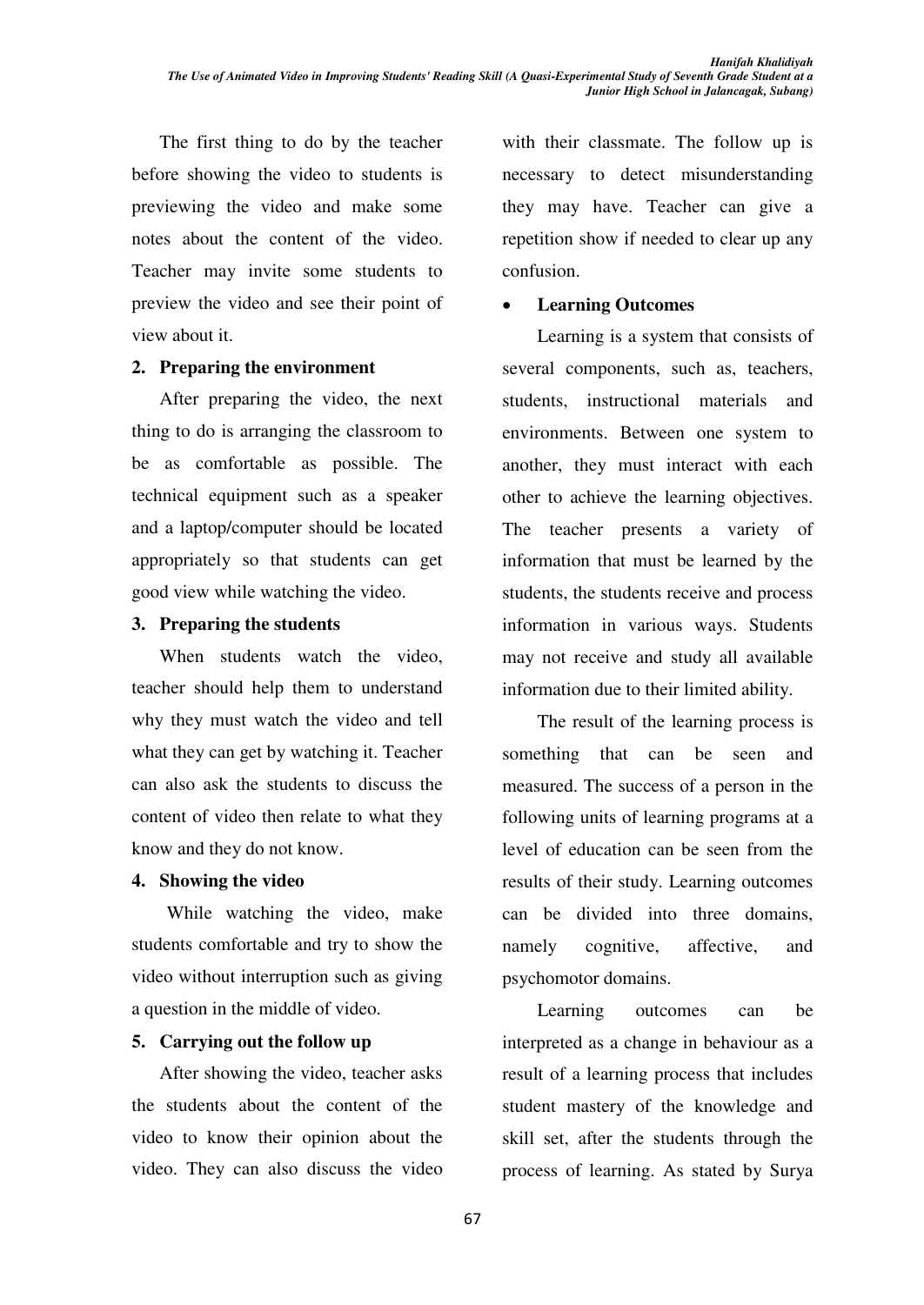The first thing to do by the teacher before showing the video to students is previewing the video and make some notes about the content of the video. Teacher may invite some students to preview the video and see their point of view about it.

**2. Preparing the environment**

After preparing the video, the next thing to do is arranging the classroom to be as comfortable as possible. The technical equipment such as a speaker and a laptop/computer should be located appropriately so that students can get good view while watching the video.

**3. Preparing the students**

When students watch the video, teacher should help them to understand why they must watch the video and tell what they can get by watching it. Teacher can also ask the students to discuss the content of video then relate to what they know and they do not know.

**4. Showing the video**

While watching the video, make students comfortable and try to show the video without interruption such as giving a question in the middle of video.

**5. Carrying out the follow up**

After showing the video, teacher asks the students about the content of the video to know their opinion about the video. They can also discuss the video with their classmate. The follow up is necessary to detect misunderstanding they may have. Teacher can give a repetition show if needed to clear up any confusion.

- **Learning Outcomes**

Learning is a system that consists of several components, such as, teachers, students, instructional materials and environments. Between one system to another, they must interact with each other to achieve the learning objectives. The teacher presents a variety of information that must be learned by the students, the students receive and process information in various ways. Students may not receive and study all available information due to their limited ability.

The result of the learning process is something that can be seen and measured. The success of a person in the following units of learning programs at a level of education can be seen from the results of their study. Learning outcomes can be divided into three domains, namely cognitive, affective, and psychomotor domains.

Learning outcomes can be interpreted as a change in behaviour as a result of a learning process that includes student mastery of the knowledge and skill set, after the students through the process of learning. As stated by Surya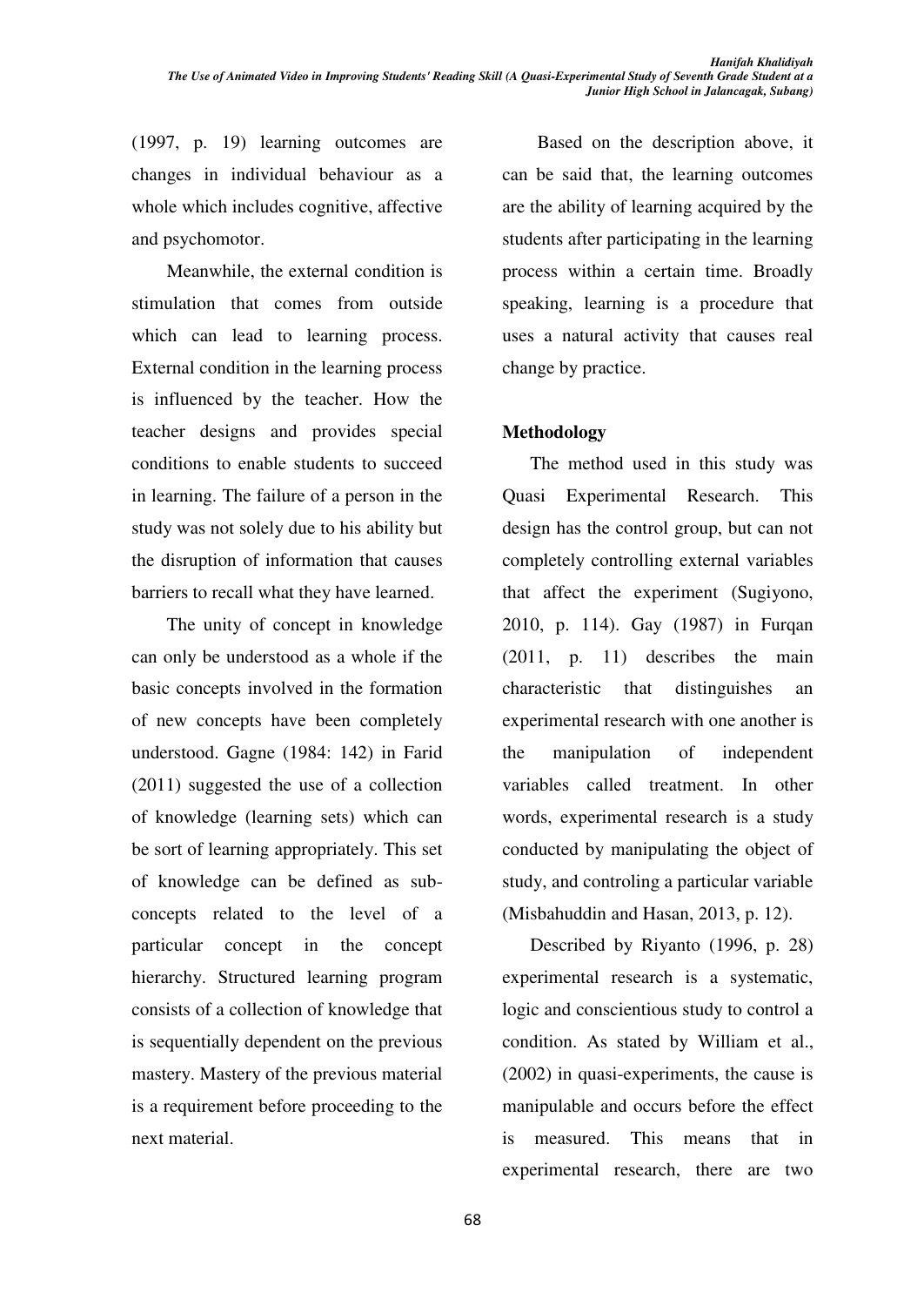(1997, p. 19) learning outcomes are changes in individual behaviour as a whole which includes cognitive, affective and psychomotor.

Meanwhile, the external condition is stimulation that comes from outside which can lead to learning process. External condition in the learning process is influenced by the teacher. How the teacher designs and provides special conditions to enable students to succeed in learning. The failure of a person in the study was not solely due to his ability but the disruption of information that causes barriers to recall what they have learned.

The unity of concept in knowledge can only be understood as a whole if the basic concepts involved in the formation of new concepts have been completely understood. Gagne (1984: 142) in Farid (2011) suggested the use of a collection of knowledge (learning sets) which can be sort of learning appropriately. This set of knowledge can be defined as sub-concepts related to the level of a particular concept in the concept hierarchy. Structured learning program consists of a collection of knowledge that is sequentially dependent on the previous mastery. Mastery of the previous material is a requirement before proceeding to the next material.

Based on the description above, it can be said that, the learning outcomes are the ability of learning acquired by the students after participating in the learning process within a certain time. Broadly speaking, learning is a procedure that uses a natural activity that causes real change by practice.

## Methodology

The method used in this study was Quasi Experimental Research. This design has the control group, but can not completely controlling external variables that affect the experiment (Sugiyono, 2010, p. 114). Gay (1987) in Furqan (2011, p. 11) describes the main characteristic that distinguishes an experimental research with one another is the manipulation of independent variables called treatment. In other words, experimental research is a study conducted by manipulating the object of study, and controling a particular variable (Misbahuddin and Hasan, 2013, p. 12).

Described by Riyanto (1996, p. 28) experimental research is a systematic, logic and conscientious study to control a condition. As stated by William et al., (2002) in quasi-experiments, the cause is manipulable and occurs before the effect is measured. This means that in experimental research, there are two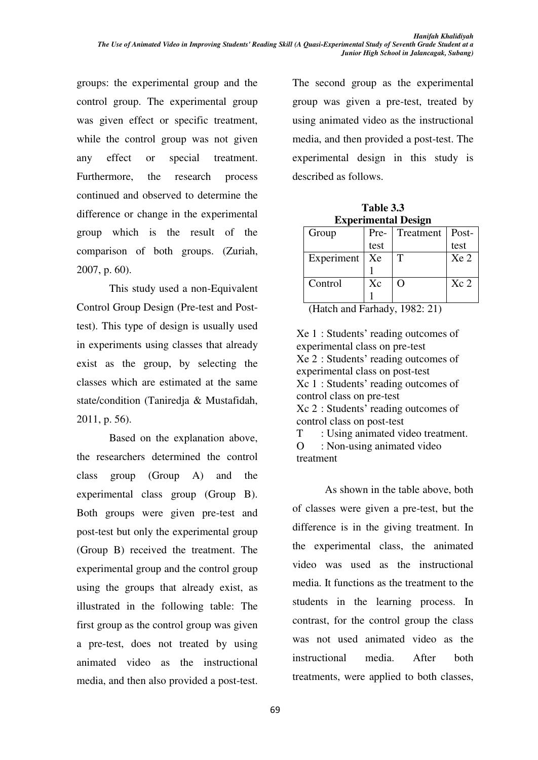groups: the experimental group and the control group. The experimental group was given effect or specific treatment, while the control group was not given any effect or special treatment. Furthermore, the research process continued and observed to determine the difference or change in the experimental group which is the result of the comparison of both groups. (Zuriah, 2007, p. 60).

This study used a non-Equivalent Control Group Design (Pre-test and Post-test). This type of design is usually used in experiments using classes that already exist as the group, by selecting the classes which are estimated at the same state/condition (Taniredja & Mustafidah, 2011, p. 56).

Based on the explanation above, the researchers determined the control class group (Group A) and the experimental class group (Group B). Both groups were given pre-test and post-test but only the experimental group (Group B) received the treatment. The experimental group and the control group using the groups that already exist, as illustrated in the following table: The first group as the control group was given a pre-test, does not treated by using animated video as the instructional media, and then also provided a post-test. The second group as the experimental group was given a pre-test, treated by using animated video as the instructional media, and then provided a post-test. The experimental design in this study is described as follows.

**Table 3.3**
**Experimental Design**

| Group | Pre-test | Treatment | Post-test |
|---|---|---|---|
| Experiment | Xe 1 | T | Xe 2 |
| Control | Xc 1 | O | Xc 2 |

(Hatch and Farhady, 1982: 21)

Xe 1 : Students' reading outcomes of experimental class on pre-test
Xe 2 : Students' reading outcomes of experimental class on post-test
Xc 1 : Students' reading outcomes of control class on pre-test
Xc 2 : Students' reading outcomes of control class on post-test
T : Using animated video treatment.
O : Non-using animated video treatment

As shown in the table above, both of classes were given a pre-test, but the difference is in the giving treatment. In the experimental class, the animated video was used as the instructional media. It functions as the treatment to the students in the learning process. In contrast, for the control group the class was not used animated video as the instructional media. After both treatments, were applied to both classes,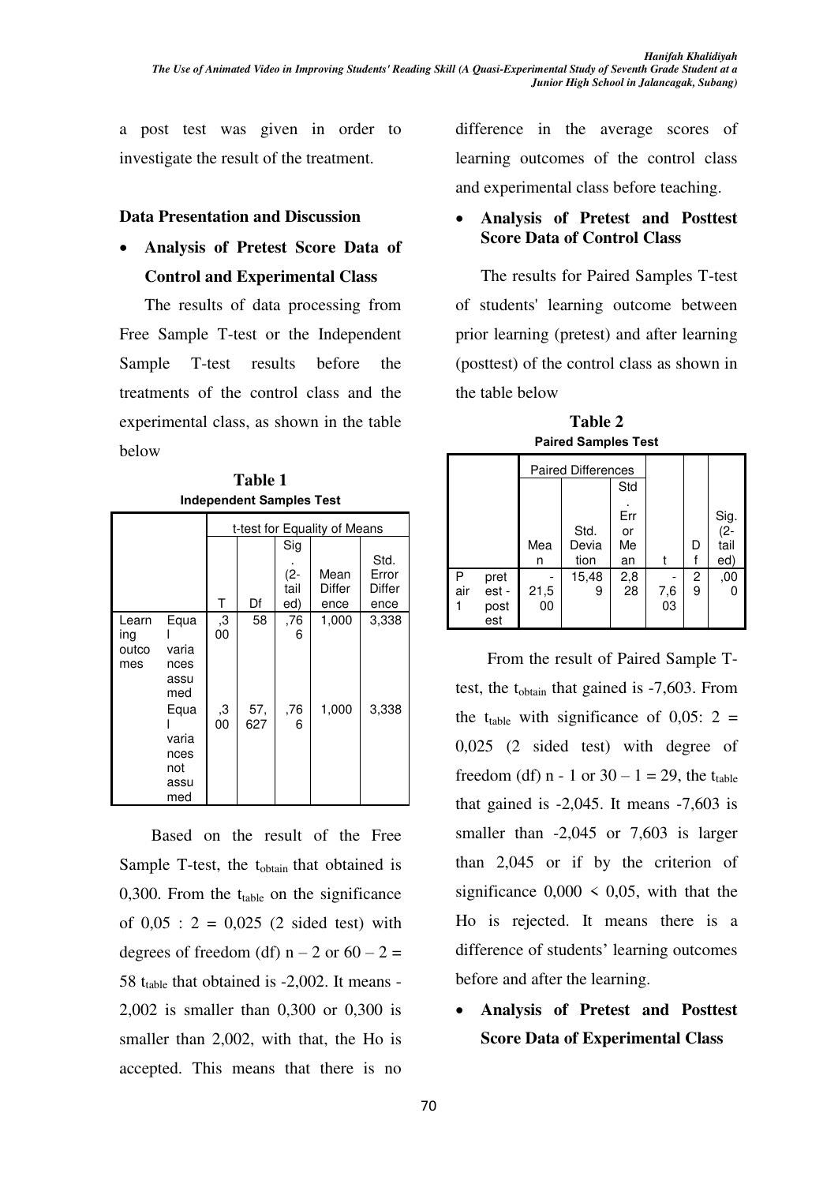a post test was given in order to investigate the result of the treatment.

**Data Presentation and Discussion**

- **Analysis of Pretest Score Data of Control and Experimental Class**

The results of data processing from Free Sample T-test or the Independent Sample T-test results before the treatments of the control class and the experimental class, as shown in the table below

**Table 1**
**Independent Samples Test**

| | | t-test for Equality of Means | | | | |
|---|---|---|---|---|---|---|
| | | T | Df | Sig. (2-tailed) | Mean Difference | Std. Error Difference |
| Learning outcomes | Equal variances assumed | ,300 | 58 | ,766 | 1,000 | 3,338 |
| | Equal variances not assumed | ,300 | 57,627 | ,766 | 1,000 | 3,338 |

Based on the result of the Free Sample T-test, the $t_{obtain}$ that obtained is 0,300. From the $t_{table}$ on the significance of 0,05 : 2 = 0,025 (2 sided test) with degrees of freedom (df) n – 2 or 60 – 2 = 58 $t_{table}$ that obtained is -2,002. It means -2,002 is smaller than 0,300 or 0,300 is smaller than 2,002, with that, the Ho is accepted. This means that there is no difference in the average scores of learning outcomes of the control class and experimental class before teaching.

- **Analysis of Pretest and Posttest Score Data of Control Class**

The results for Paired Samples T-test of students' learning outcome between prior learning (pretest) and after learning (posttest) of the control class as shown in the table below

**Table 2**
**Paired Samples Test**

| | | Paired Differences | | | | | |
|---|---|---|---|---|---|---|---|
| | | Mean | Std. Deviation | Std. Error Mean | t | Df | Sig. (2-tailed) |
| Pair 1 | pretest - posttest | -21,500 | 15,489 | 2,828 | -7,603 | 29 | ,000 |

From the result of Paired Sample T-test, the $t_{obtain}$ that gained is -7,603. From the $t_{table}$ with significance of 0,05: 2 = 0,025 (2 sided test) with degree of freedom (df) n - 1 or 30 – 1 = 29, the $t_{table}$ that gained is -2,045. It means -7,603 is smaller than -2,045 or 7,603 is larger than 2,045 or if by the criterion of significance 0,000 < 0,05, with that the Ho is rejected. It means there is a difference of students' learning outcomes before and after the learning.

- **Analysis of Pretest and Posttest Score Data of Experimental Class**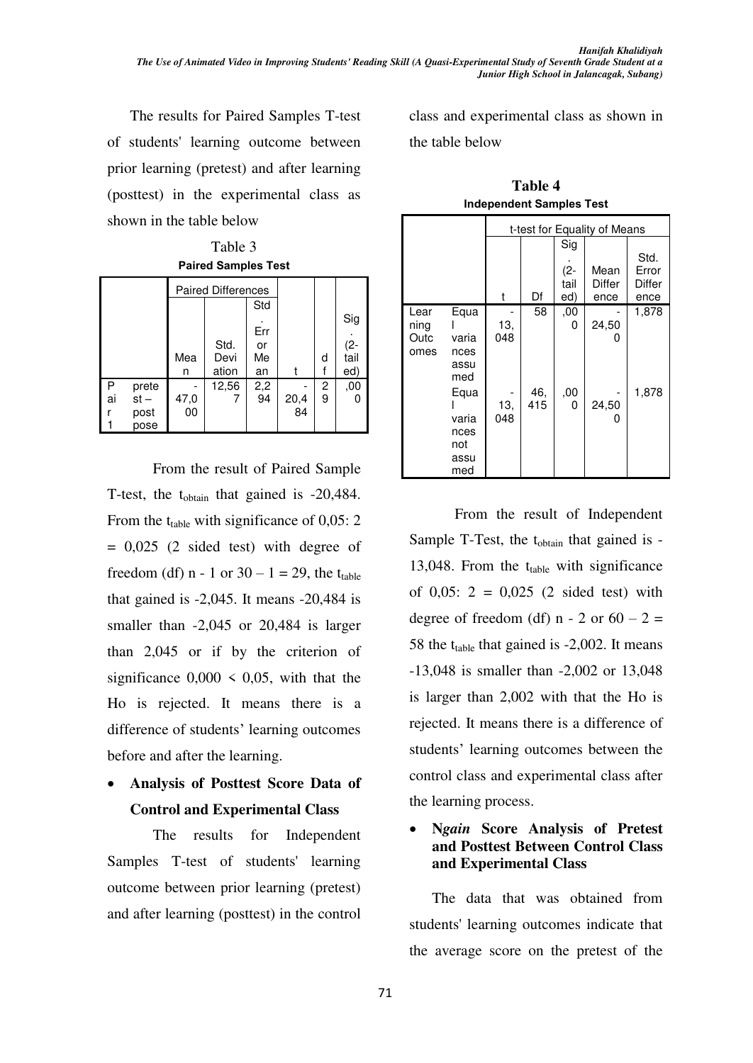The results for Paired Samples T-test of students' learning outcome between prior learning (pretest) and after learning (posttest) in the experimental class as shown in the table below

Table 3

**Paired Samples Test**

| | | Paired Differences | | | | | |
|---|---|---|---|---|---|---|---|
| | | Mean | Std. Deviation | Std. Error Mean | t | df | Sig. (2-tailed) |
| Pair 1 | pretest – postpose | -47,000 | 12,567 | 2,294 | -20,484 | 29 | ,000 |

From the result of Paired Sample T-test, the $t_{obtain}$ that gained is -20,484. From the $t_{table}$ with significance of 0,05: 2 = 0,025 (2 sided test) with degree of freedom (df) n - 1 or 30 – 1 = 29, the $t_{table}$ that gained is -2,045. It means -20,484 is smaller than -2,045 or 20,484 is larger than 2,045 or if by the criterion of significance 0,000 < 0,05, with that the Ho is rejected. It means there is a difference of students' learning outcomes before and after the learning.

- **Analysis of Posttest Score Data of Control and Experimental Class**

The results for Independent Samples T-test of students' learning outcome between prior learning (pretest) and after learning (posttest) in the control class and experimental class as shown in the table below

**Table 4**

**Independent Samples Test**

| | | t-test for Equality of Means | | | | |
|---|---|---|---|---|---|---|
| | | t | Df | Sig. (2-tailed) | Mean Difference | Std. Error Difference |
| Learning Outcomes | Equal variances assumed | -13,048 | 58 | ,000 | -24,500 | 1,878 |
| | Equal variances not assumed | -13,048 | 46,415 | ,000 | -24,500 | 1,878 |

From the result of Independent Sample T-Test, the $t_{obtain}$ that gained is -13,048. From the $t_{table}$ with significance of 0,05: 2 = 0,025 (2 sided test) with degree of freedom (df) n - 2 or 60 – 2 = 58 the $t_{table}$ that gained is -2,002. It means -13,048 is smaller than -2,002 or 13,048 is larger than 2,002 with that the Ho is rejected. It means there is a difference of students' learning outcomes between the control class and experimental class after the learning process.

- **N*gain* Score Analysis of Pretest and Posttest Between Control Class and Experimental Class**

The data that was obtained from students' learning outcomes indicate that the average score on the pretest of the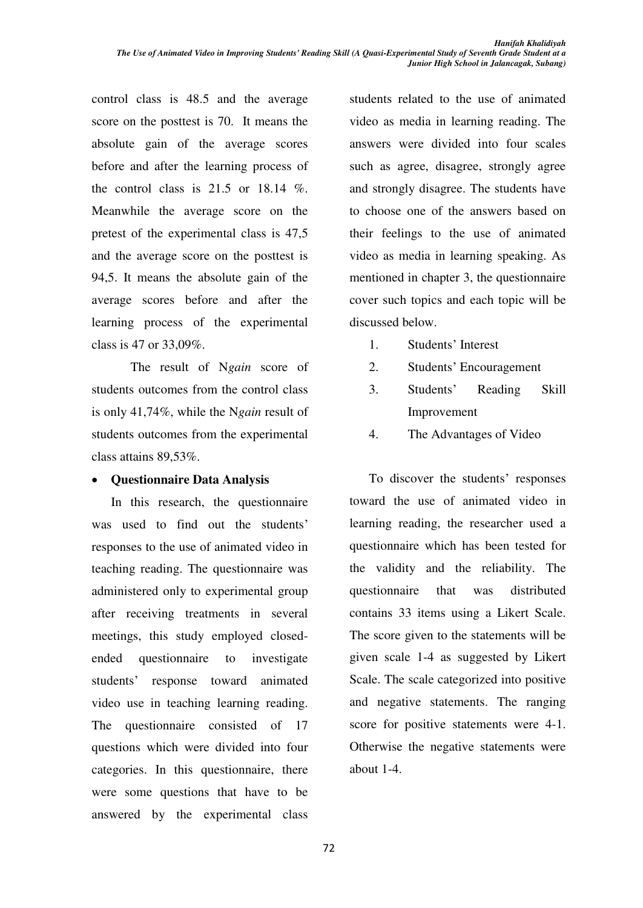control class is 48.5 and the average score on the posttest is 70. It means the absolute gain of the average scores before and after the learning process of the control class is 21.5 or 18.14 %. Meanwhile the average score on the pretest of the experimental class is 47,5 and the average score on the posttest is 94,5. It means the absolute gain of the average scores before and after the learning process of the experimental class is 47 or 33,09%.

The result of N*gain* score of students outcomes from the control class is only 41,74%, while the N*gain* result of students outcomes from the experimental class attains 89,53%.

- **Questionnaire Data Analysis**

In this research, the questionnaire was used to find out the students' responses to the use of animated video in teaching reading. The questionnaire was administered only to experimental group after receiving treatments in several meetings, this study employed closed-ended questionnaire to investigate students' response toward animated video use in teaching learning reading. The questionnaire consisted of 17 questions which were divided into four categories. In this questionnaire, there were some questions that have to be answered by the experimental class students related to the use of animated video as media in learning reading. The answers were divided into four scales such as agree, disagree, strongly agree and strongly disagree. The students have to choose one of the answers based on their feelings to the use of animated video as media in learning speaking. As mentioned in chapter 3, the questionnaire cover such topics and each topic will be discussed below.

1. Students' Interest
2. Students' Encouragement
3. Students' Reading Skill Improvement
4. The Advantages of Video

To discover the students' responses toward the use of animated video in learning reading, the researcher used a questionnaire which has been tested for the validity and the reliability. The questionnaire that was distributed contains 33 items using a Likert Scale. The score given to the statements will be given scale 1-4 as suggested by Likert Scale. The scale categorized into positive and negative statements. The ranging score for positive statements were 4-1. Otherwise the negative statements were about 1-4.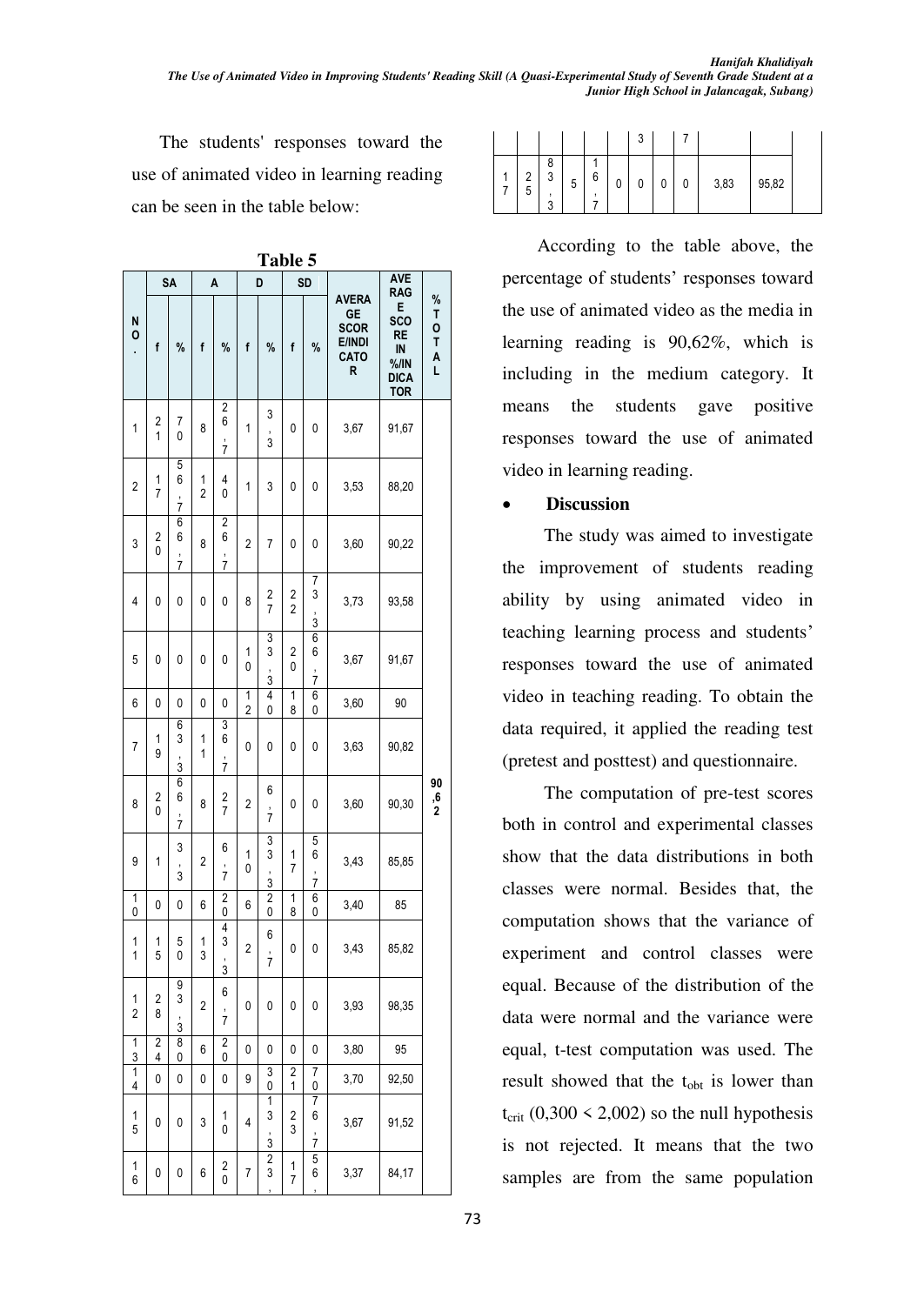The students' responses toward the use of animated video in learning reading can be seen in the table below:

**Table 5**

| NO. | SA | | A | | D | | SD | | AVERAGE SCORE/INDICATOR | AVERAGE SCORE IN %/INDICATOR | % TOTAL |
|---|---|---|---|---|---|---|---|---|---|---|---|
| | f | % | f | % | f | % | f | % | | | |
| 1 | 21 | 70 | 8 | 26,7 | 1 | 3,3 | 0 | 0 | 3,67 | 91,67 | |
| 2 | 17 | 56,7 | 12 | 40 | 1 | 3 | 0 | 0 | 3,53 | 88,20 | |
| 3 | 20 | 66,7 | 8 | 26,7 | 2 | 7 | 0 | 0 | 3,60 | 90,22 | |
| 4 | 0 | 0 | 0 | 0 | 8 | 27 | 22 | 73,3 | 3,73 | 93,58 | |
| 5 | 0 | 0 | 0 | 0 | 10 | 33,3 | 20 | 66,7 | 3,67 | 91,67 | |
| 6 | 0 | 0 | 0 | 0 | 12 | 40 | 18 | 60 | 3,60 | 90 | |
| 7 | 19 | 63,3 | 11 | 36,7 | 0 | 0 | 0 | 0 | 3,63 | 90,82 | |
| 8 | 20 | 66,7 | 8 | 27 | 2 | 6,7 | 0 | 0 | 3,60 | 90,30 | 90,62 |
| 9 | 1 | 3,3 | 2 | 6,7 | 10 | 33,3 | 17 | 56,7 | 3,43 | 85,85 | |
| 10 | 0 | 0 | 6 | 20 | 6 | 20 | 18 | 60 | 3,40 | 85 | |
| 11 | 15 | 50 | 13 | 43,3 | 2 | 6,7 | 0 | 0 | 3,43 | 85,82 | |
| 12 | 28 | 93,3 | 2 | 6,7 | 0 | 0 | 0 | 0 | 3,93 | 98,35 | |
| 13 | 24 | 80 | 6 | 20 | 0 | 0 | 0 | 0 | 3,80 | 95 | |
| 14 | 0 | 0 | 0 | 0 | 9 | 30 | 21 | 70 | 3,70 | 92,50 | |
| 15 | 0 | 0 | 3 | 10 | 4 | 13,3 | 23 | 76,7 | 3,67 | 91,52 | |
| 16 | 0 | 0 | 6 | 20 | 7 | 23,3 | 17 | 56,7 | 3,37 | 84,17 | |
| 17 | 25 | 83,3 | 5 | 16,7 | 0 | 0 | 0 | 0 | 3,83 | 95,82 | |

According to the table above, the percentage of students' responses toward the use of animated video as the media in learning reading is 90,62%, which is including in the medium category. It means the students gave positive responses toward the use of animated video in learning reading.

- **Discussion**

The study was aimed to investigate the improvement of students reading ability by using animated video in teaching learning process and students' responses toward the use of animated video in teaching reading. To obtain the data required, it applied the reading test (pretest and posttest) and questionnaire.

The computation of pre-test scores both in control and experimental classes show that the data distributions in both classes were normal. Besides that, the computation shows that the variance of experiment and control classes were equal. Because of the distribution of the data were normal and the variance were equal, t-test computation was used. The result showed that the $t_{obt}$ is lower than $t_{crit}$ ($0,300 < 2,002$) so the null hypothesis is not rejected. It means that the two samples are from the same population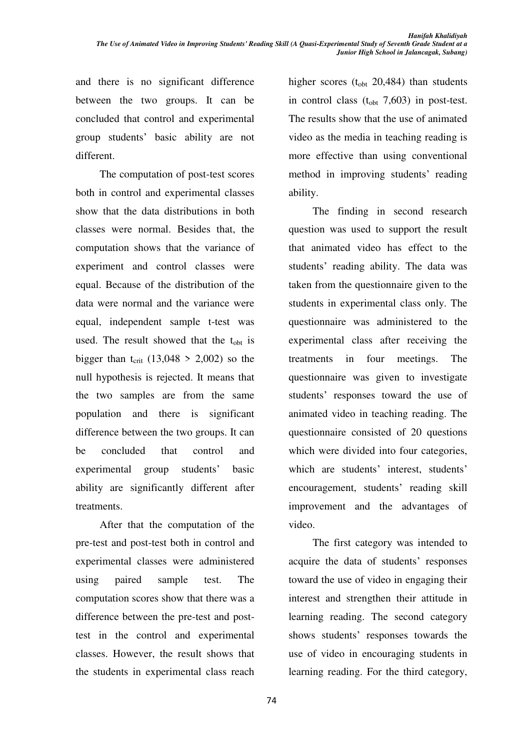and there is no significant difference between the two groups. It can be concluded that control and experimental group students' basic ability are not different.

The computation of post-test scores both in control and experimental classes show that the data distributions in both classes were normal. Besides that, the computation shows that the variance of experiment and control classes were equal. Because of the distribution of the data were normal and the variance were equal, independent sample t-test was used. The result showed that the $t_{obt}$ is bigger than $t_{crit}$ (13,048 > 2,002) so the null hypothesis is rejected. It means that the two samples are from the same population and there is significant difference between the two groups. It can be concluded that control and experimental group students' basic ability are significantly different after treatments.

After that the computation of the pre-test and post-test both in control and experimental classes were administered using paired sample test. The computation scores show that there was a difference between the pre-test and post-test in the control and experimental classes. However, the result shows that the students in experimental class reach higher scores ($t_{obt}$ 20,484) than students in control class ($t_{obt}$ 7,603) in post-test. The results show that the use of animated video as the media in teaching reading is more effective than using conventional method in improving students' reading ability.

The finding in second research question was used to support the result that animated video has effect to the students' reading ability. The data was taken from the questionnaire given to the students in experimental class only. The questionnaire was administered to the experimental class after receiving the treatments in four meetings. The questionnaire was given to investigate students' responses toward the use of animated video in teaching reading. The questionnaire consisted of 20 questions which were divided into four categories, which are students' interest, students' encouragement, students' reading skill improvement and the advantages of video.

The first category was intended to acquire the data of students' responses toward the use of video in engaging their interest and strengthen their attitude in learning reading. The second category shows students' responses towards the use of video in encouraging students in learning reading. For the third category,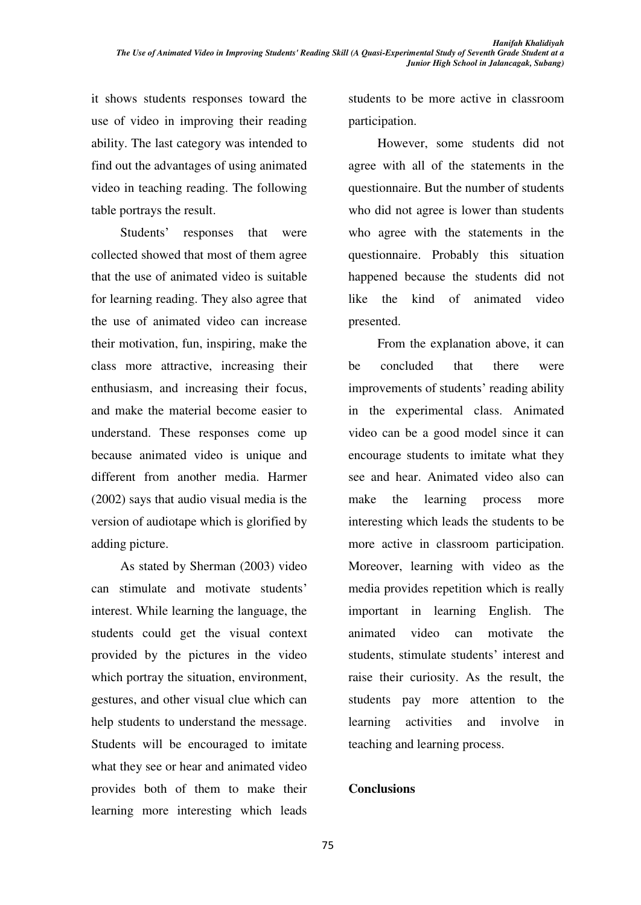it shows students responses toward the use of video in improving their reading ability. The last category was intended to find out the advantages of using animated video in teaching reading. The following table portrays the result.

Students' responses that were collected showed that most of them agree that the use of animated video is suitable for learning reading. They also agree that the use of animated video can increase their motivation, fun, inspiring, make the class more attractive, increasing their enthusiasm, and increasing their focus, and make the material become easier to understand. These responses come up because animated video is unique and different from another media. Harmer (2002) says that audio visual media is the version of audiotape which is glorified by adding picture.

As stated by Sherman (2003) video can stimulate and motivate students' interest. While learning the language, the students could get the visual context provided by the pictures in the video which portray the situation, environment, gestures, and other visual clue which can help students to understand the message. Students will be encouraged to imitate what they see or hear and animated video provides both of them to make their learning more interesting which leads students to be more active in classroom participation.

However, some students did not agree with all of the statements in the questionnaire. But the number of students who did not agree is lower than students who agree with the statements in the questionnaire. Probably this situation happened because the students did not like the kind of animated video presented.

From the explanation above, it can be concluded that there were improvements of students' reading ability in the experimental class. Animated video can be a good model since it can encourage students to imitate what they see and hear. Animated video also can make the learning process more interesting which leads the students to be more active in classroom participation. Moreover, learning with video as the media provides repetition which is really important in learning English. The animated video can motivate the students, stimulate students' interest and raise their curiosity. As the result, the students pay more attention to the learning activities and involve in teaching and learning process.

## Conclusions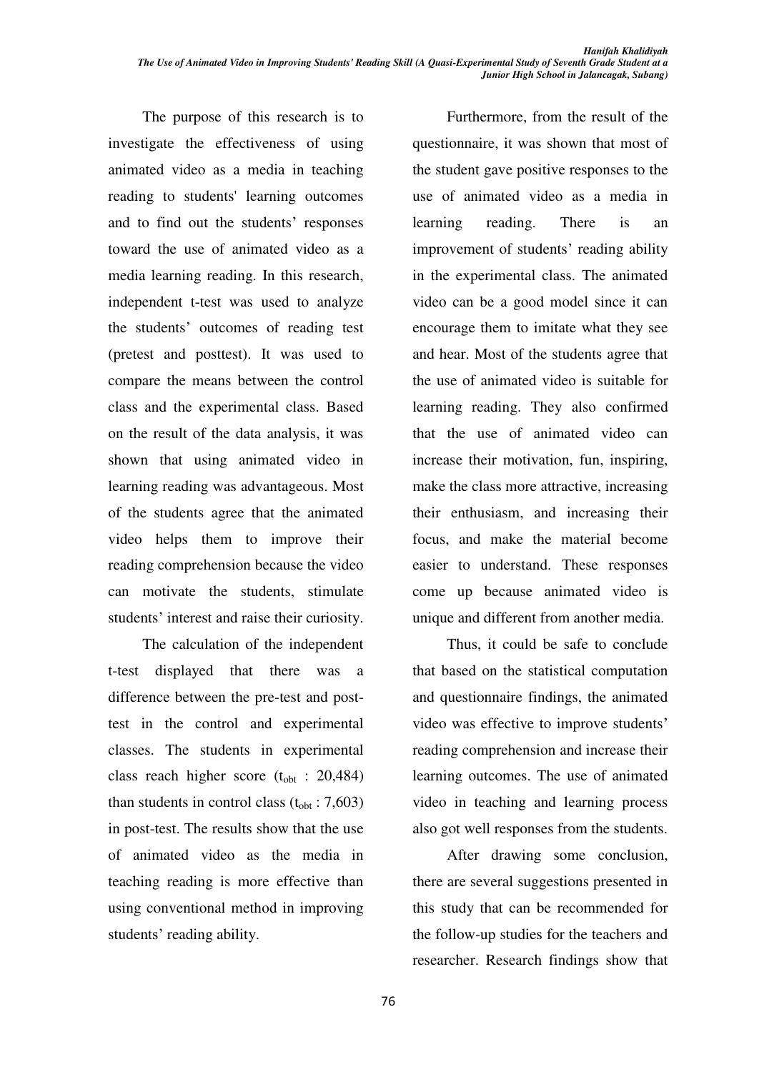The purpose of this research is to investigate the effectiveness of using animated video as a media in teaching reading to students' learning outcomes and to find out the students' responses toward the use of animated video as a media learning reading. In this research, independent t-test was used to analyze the students' outcomes of reading test (pretest and posttest). It was used to compare the means between the control class and the experimental class. Based on the result of the data analysis, it was shown that using animated video in learning reading was advantageous. Most of the students agree that the animated video helps them to improve their reading comprehension because the video can motivate the students, stimulate students' interest and raise their curiosity.

The calculation of the independent t-test displayed that there was a difference between the pre-test and post-test in the control and experimental classes. The students in experimental class reach higher score ($t_{obt}$ : 20,484) than students in control class ($t_{obt}$ : 7,603) in post-test. The results show that the use of animated video as the media in teaching reading is more effective than using conventional method in improving students' reading ability.

Furthermore, from the result of the questionnaire, it was shown that most of the student gave positive responses to the use of animated video as a media in learning reading. There is an improvement of students' reading ability in the experimental class. The animated video can be a good model since it can encourage them to imitate what they see and hear. Most of the students agree that the use of animated video is suitable for learning reading. They also confirmed that the use of animated video can increase their motivation, fun, inspiring, make the class more attractive, increasing their enthusiasm, and increasing their focus, and make the material become easier to understand. These responses come up because animated video is unique and different from another media.

Thus, it could be safe to conclude that based on the statistical computation and questionnaire findings, the animated video was effective to improve students' reading comprehension and increase their learning outcomes. The use of animated video in teaching and learning process also got well responses from the students.

After drawing some conclusion, there are several suggestions presented in this study that can be recommended for the follow-up studies for the teachers and researcher. Research findings show that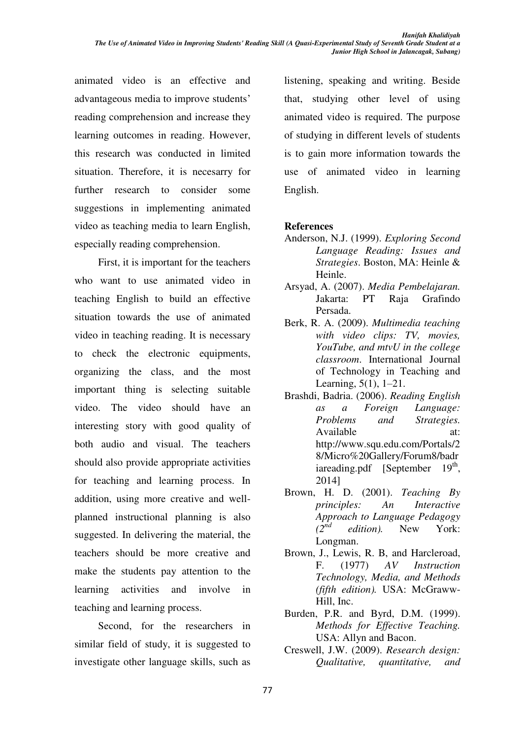animated video is an effective and advantageous media to improve students' reading comprehension and increase they learning outcomes in reading. However, this research was conducted in limited situation. Therefore, it is necesarry for further research to consider some suggestions in implementing animated video as teaching media to learn English, especially reading comprehension.

First, it is important for the teachers who want to use animated video in teaching English to build an effective situation towards the use of animated video in teaching reading. It is necessary to check the electronic equipments, organizing the class, and the most important thing is selecting suitable video. The video should have an interesting story with good quality of both audio and visual. The teachers should also provide appropriate activities for teaching and learning process. In addition, using more creative and well-planned instructional planning is also suggested. In delivering the material, the teachers should be more creative and make the students pay attention to the learning activities and involve in teaching and learning process.

Second, for the researchers in similar field of study, it is suggested to investigate other language skills, such as listening, speaking and writing. Beside that, studying other level of using animated video is required. The purpose of studying in different levels of students is to gain more information towards the use of animated video in learning English.

**References**

Anderson, N.J. (1999). *Exploring Second Language Reading: Issues and Strategies*. Boston, MA: Heinle & Heinle.

Arsyad, A. (2007). *Media Pembelajaran.* Jakarta: PT Raja Grafindo Persada.

Berk, R. A. (2009). *Multimedia teaching with video clips: TV, movies, YouTube, and mtvU in the college classroom*. International Journal of Technology in Teaching and Learning, 5(1), 1–21.

Brashdi, Badria. (2006). *Reading English as a Foreign Language: Problems and Strategies.* Available at: http://www.squ.edu.com/Portals/28/Micro%20Gallery/Forum8/badriareading.pdf [September 19th, 2014]

Brown, H. D. (2001). *Teaching By principles: An Interactive Approach to Language Pedagogy (2nd edition).* New York: Longman.

Brown, J., Lewis, R. B, and Harcleroad, F. (1977) *AV Instruction Technology, Media, and Methods (fifth edition).* USA: McGraww-Hill, Inc.

Burden, P.R. and Byrd, D.M. (1999). *Methods for Effective Teaching.* USA: Allyn and Bacon.

Creswell, J.W. (2009). *Research design: Qualitative, quantitative, and*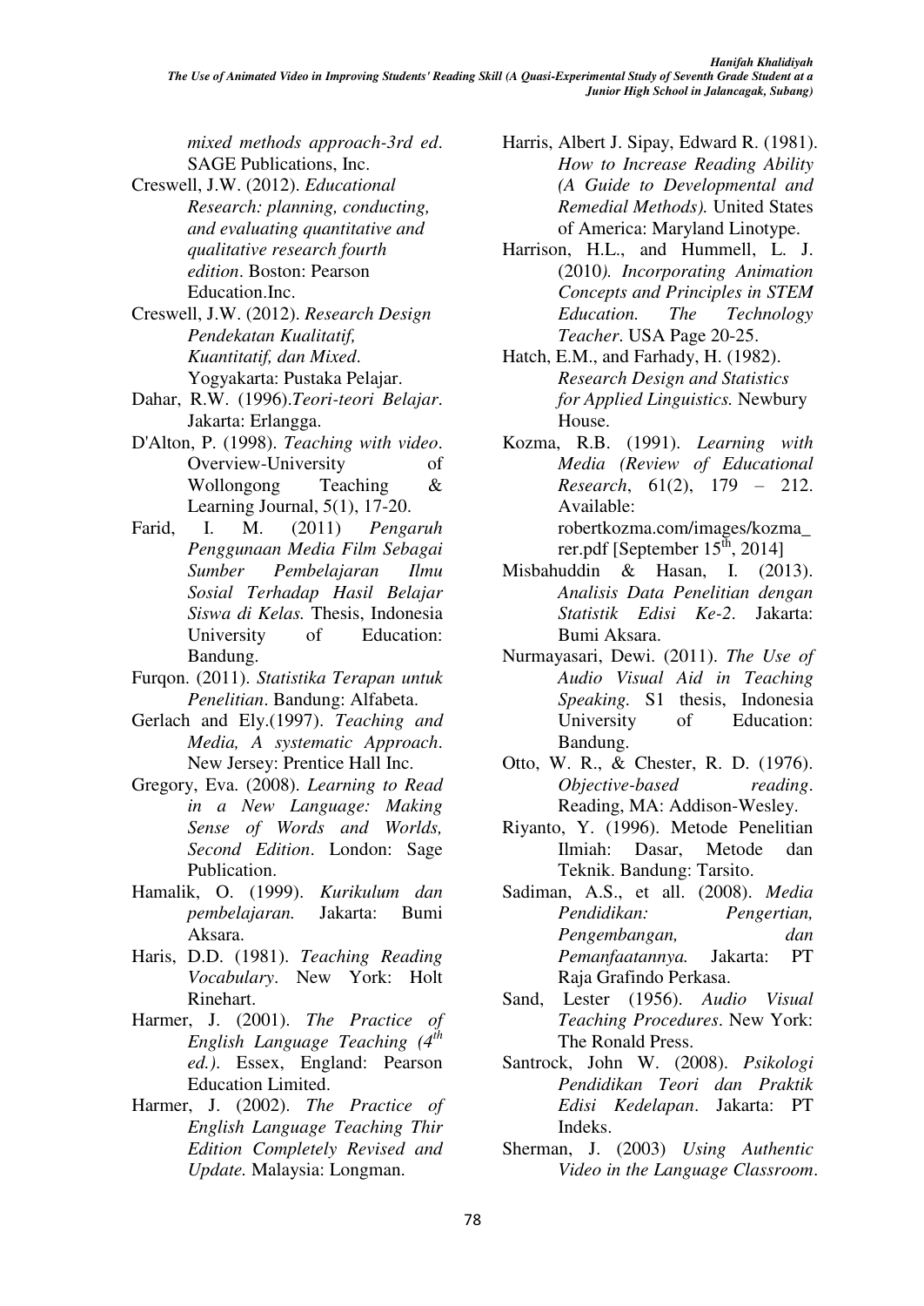*mixed methods approach-3rd ed*. SAGE Publications, Inc.

Creswell, J.W. (2012). *Educational Research: planning, conducting, and evaluating quantitative and qualitative research fourth edition*. Boston: Pearson Education.Inc.

Creswell, J.W. (2012). *Research Design Pendekatan Kualitatif, Kuantitatif, dan Mixed*. Yogyakarta: Pustaka Pelajar.

Dahar, R.W. (1996).*Teori-teori Belajar*. Jakarta: Erlangga.

D'Alton, P. (1998). *Teaching with video*. Overview-University of Wollongong Teaching & Learning Journal, 5(1), 17-20.

Farid, I. M. (2011) *Pengaruh Penggunaan Media Film Sebagai Sumber Pembelajaran Ilmu Sosial Terhadap Hasil Belajar Siswa di Kelas.* Thesis, Indonesia University of Education: Bandung.

Furqon. (2011). *Statistika Terapan untuk Penelitian*. Bandung: Alfabeta.

Gerlach and Ely.(1997). *Teaching and Media, A systematic Approach*. New Jersey: Prentice Hall Inc.

Gregory, Eva. (2008). *Learning to Read in a New Language: Making Sense of Words and Worlds, Second Edition*. London: Sage Publication.

Hamalik, O. (1999). *Kurikulum dan pembelajaran.* Jakarta: Bumi Aksara.

Haris, D.D. (1981). *Teaching Reading Vocabulary*. New York: Holt Rinehart.

Harmer, J. (2001). *The Practice of English Language Teaching (4th ed.)*. Essex, England: Pearson Education Limited.

Harmer, J. (2002). *The Practice of English Language Teaching Thir Edition Completely Revised and Update.* Malaysia: Longman.

Harris, Albert J. Sipay, Edward R. (1981). *How to Increase Reading Ability (A Guide to Developmental and Remedial Methods).* United States of America: Maryland Linotype.

Harrison, H.L., and Hummell, L. J. (2010*). Incorporating Animation Concepts and Principles in STEM Education. The Technology Teacher*. USA Page 20-25.

Hatch, E.M., and Farhady, H. (1982). *Research Design and Statistics for Applied Linguistics.* Newbury House.

Kozma, R.B. (1991). *Learning with Media (Review of Educational Research*, 61(2), 179 – 212. Available: robertkozma.com/images/kozma_rer.pdf [September 15th, 2014]

Misbahuddin & Hasan, I. (2013). *Analisis Data Penelitian dengan Statistik Edisi Ke-2*. Jakarta: Bumi Aksara.

Nurmayasari, Dewi. (2011). *The Use of Audio Visual Aid in Teaching Speaking.* S1 thesis, Indonesia University of Education: Bandung.

Otto, W. R., & Chester, R. D. (1976). *Objective-based reading*. Reading, MA: Addison-Wesley.

Riyanto, Y. (1996). Metode Penelitian Ilmiah: Dasar, Metode dan Teknik. Bandung: Tarsito.

Sadiman, A.S., et all. (2008). *Media Pendidikan: Pengertian, Pengembangan, dan Pemanfaatannya.* Jakarta: PT Raja Grafindo Perkasa.

Sand, Lester (1956). *Audio Visual Teaching Procedures*. New York: The Ronald Press.

Santrock, John W. (2008). *Psikologi Pendidikan Teori dan Praktik Edisi Kedelapan*. Jakarta: PT Indeks.

Sherman, J. (2003) *Using Authentic Video in the Language Classroom*.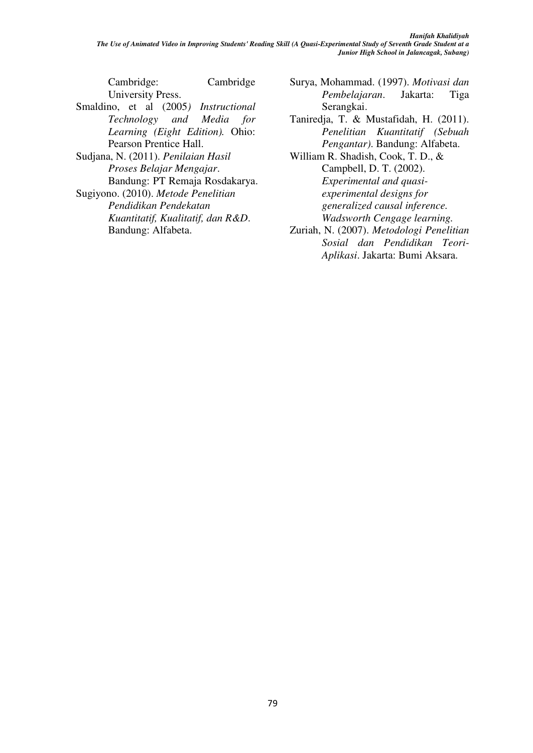Cambridge: Cambridge University Press.

Smaldino, et al (2005*) Instructional Technology and Media for Learning (Eight Edition).* Ohio: Pearson Prentice Hall.

Sudjana, N. (2011). *Penilaian Hasil Proses Belajar Mengajar*. Bandung: PT Remaja Rosdakarya.

Sugiyono. (2010). *Metode Penelitian Pendidikan Pendekatan Kuantitatif, Kualitatif, dan R&D*. Bandung: Alfabeta.

Surya, Mohammad. (1997). *Motivasi dan Pembelajaran*. Jakarta: Tiga Serangkai.

Taniredja, T. & Mustafidah, H. (2011). *Penelitian Kuantitatif (Sebuah Pengantar)*. Bandung: Alfabeta.

William R. Shadish, Cook, T. D., & Campbell, D. T. (2002). *Experimental and quasi-experimental designs for generalized causal inference. Wadsworth Cengage learning.*

Zuriah, N. (2007). *Metodologi Penelitian Sosial dan Pendidikan Teori-Aplikasi*. Jakarta: Bumi Aksara.